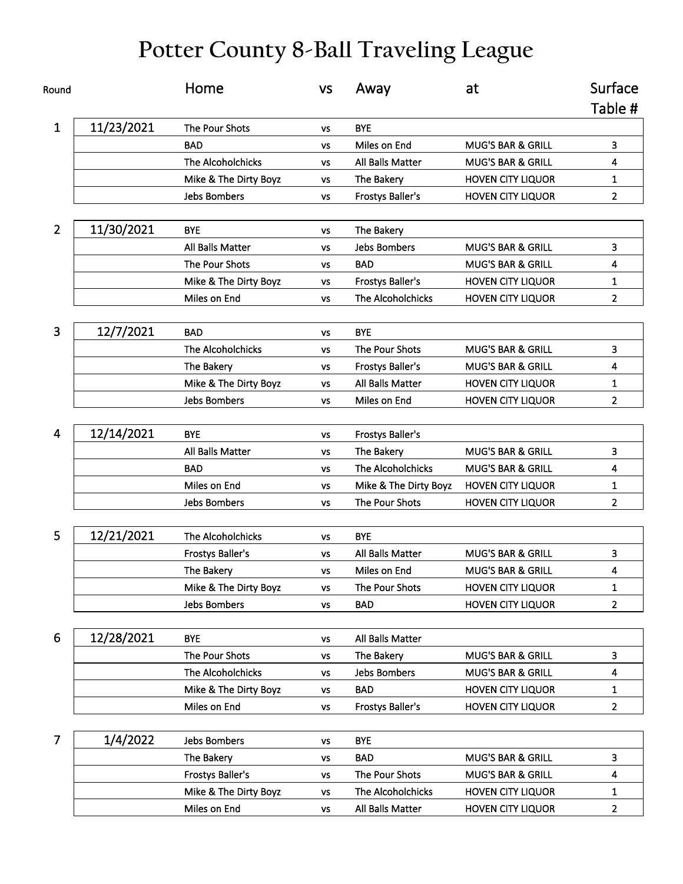# Potter County 8-Ball Traveling League

| Round | | Home | vs | Away | at | Surface Table # |
|---|---|---|---|---|---|---|
| 1 | 11/23/2021 | The Pour Shots | vs | BYE | | |
| | | BAD | vs | Miles on End | MUG'S BAR & GRILL | 3 |
| | | The Alcoholchicks | vs | All Balls Matter | MUG'S BAR & GRILL | 4 |
| | | Mike & The Dirty Boyz | vs | The Bakery | HOVEN CITY LIQUOR | 1 |
| | | Jebs Bombers | vs | Frostys Baller's | HOVEN CITY LIQUOR | 2 |
| 2 | 11/30/2021 | BYE | vs | The Bakery | | |
| | | All Balls Matter | vs | Jebs Bombers | MUG'S BAR & GRILL | 3 |
| | | The Pour Shots | vs | BAD | MUG'S BAR & GRILL | 4 |
| | | Mike & The Dirty Boyz | vs | Frostys Baller's | HOVEN CITY LIQUOR | 1 |
| | | Miles on End | vs | The Alcoholchicks | HOVEN CITY LIQUOR | 2 |
| 3 | 12/7/2021 | BAD | vs | BYE | | |
| | | The Alcoholchicks | vs | The Pour Shots | MUG'S BAR & GRILL | 3 |
| | | The Bakery | vs | Frostys Baller's | MUG'S BAR & GRILL | 4 |
| | | Mike & The Dirty Boyz | vs | All Balls Matter | HOVEN CITY LIQUOR | 1 |
| | | Jebs Bombers | vs | Miles on End | HOVEN CITY LIQUOR | 2 |
| 4 | 12/14/2021 | BYE | vs | Frostys Baller's | | |
| | | All Balls Matter | vs | The Bakery | MUG'S BAR & GRILL | 3 |
| | | BAD | vs | The Alcoholchicks | MUG'S BAR & GRILL | 4 |
| | | Miles on End | vs | Mike & The Dirty Boyz | HOVEN CITY LIQUOR | 1 |
| | | Jebs Bombers | vs | The Pour Shots | HOVEN CITY LIQUOR | 2 |
| 5 | 12/21/2021 | The Alcoholchicks | vs | BYE | | |
| | | Frostys Baller's | vs | All Balls Matter | MUG'S BAR & GRILL | 3 |
| | | The Bakery | vs | Miles on End | MUG'S BAR & GRILL | 4 |
| | | Mike & The Dirty Boyz | vs | The Pour Shots | HOVEN CITY LIQUOR | 1 |
| | | Jebs Bombers | vs | BAD | HOVEN CITY LIQUOR | 2 |
| 6 | 12/28/2021 | BYE | vs | All Balls Matter | | |
| | | The Pour Shots | vs | The Bakery | MUG'S BAR & GRILL | 3 |
| | | The Alcoholchicks | vs | Jebs Bombers | MUG'S BAR & GRILL | 4 |
| | | Mike & The Dirty Boyz | vs | BAD | HOVEN CITY LIQUOR | 1 |
| | | Miles on End | vs | Frostys Baller's | HOVEN CITY LIQUOR | 2 |
| 7 | 1/4/2022 | Jebs Bombers | vs | BYE | | |
| | | The Bakery | vs | BAD | MUG'S BAR & GRILL | 3 |
| | | Frostys Baller's | vs | The Pour Shots | MUG'S BAR & GRILL | 4 |
| | | Mike & The Dirty Boyz | vs | The Alcoholchicks | HOVEN CITY LIQUOR | 1 |
| | | Miles on End | vs | All Balls Matter | HOVEN CITY LIQUOR | 2 |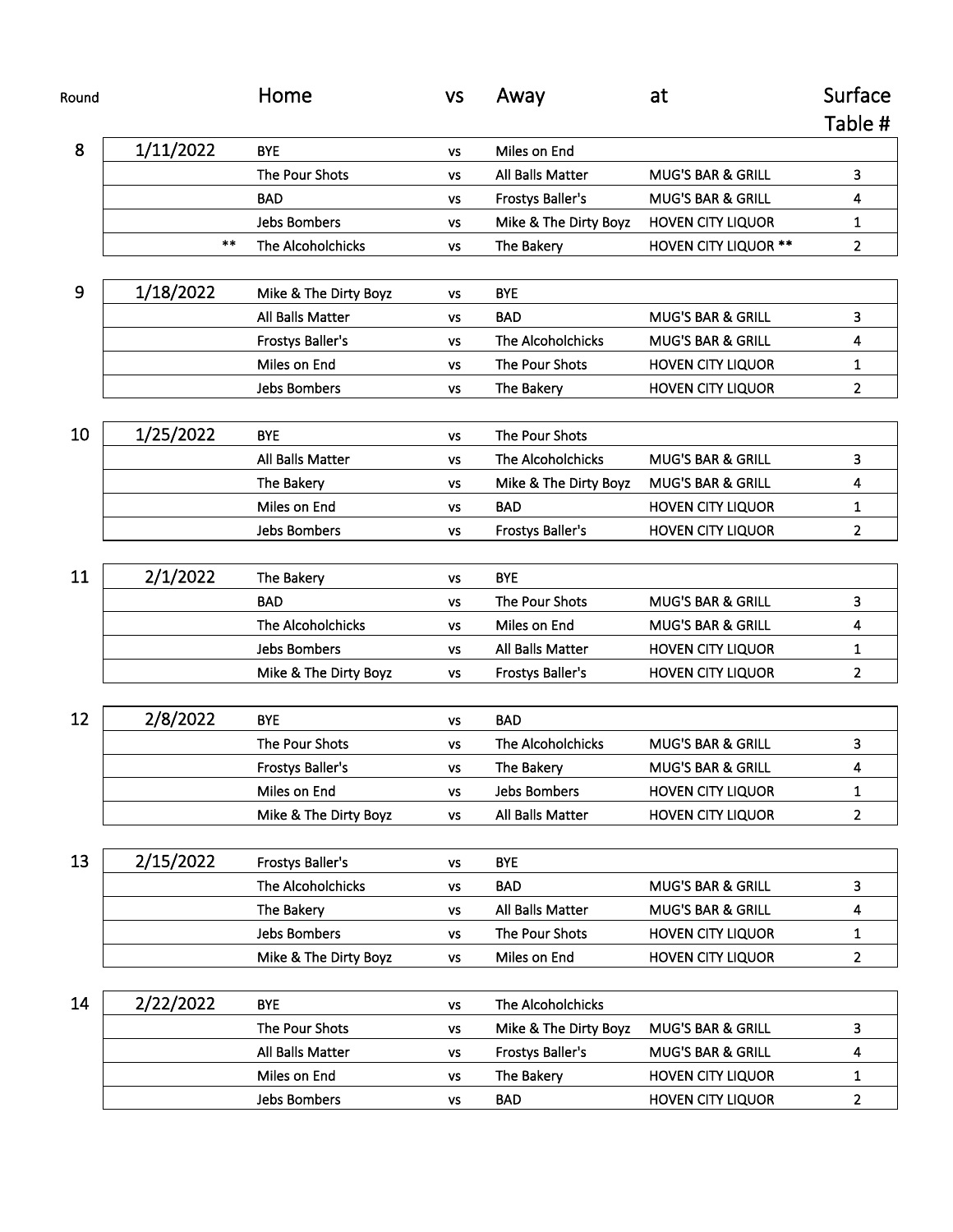| Round | | Home | vs | Away | at | Surface Table # |
|---|---|---|---|---|---|---|
| 8 | 1/11/2022 | BYE | vs | Miles on End | | |
| | | The Pour Shots | vs | All Balls Matter | MUG'S BAR & GRILL | 3 |
| | | BAD | vs | Frostys Baller's | MUG'S BAR & GRILL | 4 |
| | | Jebs Bombers | vs | Mike & The Dirty Boyz | HOVEN CITY LIQUOR | 1 |
| | ** | The Alcoholchicks | vs | The Bakery | HOVEN CITY LIQUOR ** | 2 |
| 9 | 1/18/2022 | Mike & The Dirty Boyz | vs | BYE | | |
| | | All Balls Matter | vs | BAD | MUG'S BAR & GRILL | 3 |
| | | Frostys Baller's | vs | The Alcoholchicks | MUG'S BAR & GRILL | 4 |
| | | Miles on End | vs | The Pour Shots | HOVEN CITY LIQUOR | 1 |
| | | Jebs Bombers | vs | The Bakery | HOVEN CITY LIQUOR | 2 |
| 10 | 1/25/2022 | BYE | vs | The Pour Shots | | |
| | | All Balls Matter | vs | The Alcoholchicks | MUG'S BAR & GRILL | 3 |
| | | The Bakery | vs | Mike & The Dirty Boyz | MUG'S BAR & GRILL | 4 |
| | | Miles on End | vs | BAD | HOVEN CITY LIQUOR | 1 |
| | | Jebs Bombers | vs | Frostys Baller's | HOVEN CITY LIQUOR | 2 |
| 11 | 2/1/2022 | The Bakery | vs | BYE | | |
| | | BAD | vs | The Pour Shots | MUG'S BAR & GRILL | 3 |
| | | The Alcoholchicks | vs | Miles on End | MUG'S BAR & GRILL | 4 |
| | | Jebs Bombers | vs | All Balls Matter | HOVEN CITY LIQUOR | 1 |
| | | Mike & The Dirty Boyz | vs | Frostys Baller's | HOVEN CITY LIQUOR | 2 |
| 12 | 2/8/2022 | BYE | vs | BAD | | |
| | | The Pour Shots | vs | The Alcoholchicks | MUG'S BAR & GRILL | 3 |
| | | Frostys Baller's | vs | The Bakery | MUG'S BAR & GRILL | 4 |
| | | Miles on End | vs | Jebs Bombers | HOVEN CITY LIQUOR | 1 |
| | | Mike & The Dirty Boyz | vs | All Balls Matter | HOVEN CITY LIQUOR | 2 |
| 13 | 2/15/2022 | Frostys Baller's | vs | BYE | | |
| | | The Alcoholchicks | vs | BAD | MUG'S BAR & GRILL | 3 |
| | | The Bakery | vs | All Balls Matter | MUG'S BAR & GRILL | 4 |
| | | Jebs Bombers | vs | The Pour Shots | HOVEN CITY LIQUOR | 1 |
| | | Mike & The Dirty Boyz | vs | Miles on End | HOVEN CITY LIQUOR | 2 |
| 14 | 2/22/2022 | BYE | vs | The Alcoholchicks | | |
| | | The Pour Shots | vs | Mike & The Dirty Boyz | MUG'S BAR & GRILL | 3 |
| | | All Balls Matter | vs | Frostys Baller's | MUG'S BAR & GRILL | 4 |
| | | Miles on End | vs | The Bakery | HOVEN CITY LIQUOR | 1 |
| | | Jebs Bombers | vs | BAD | HOVEN CITY LIQUOR | 2 |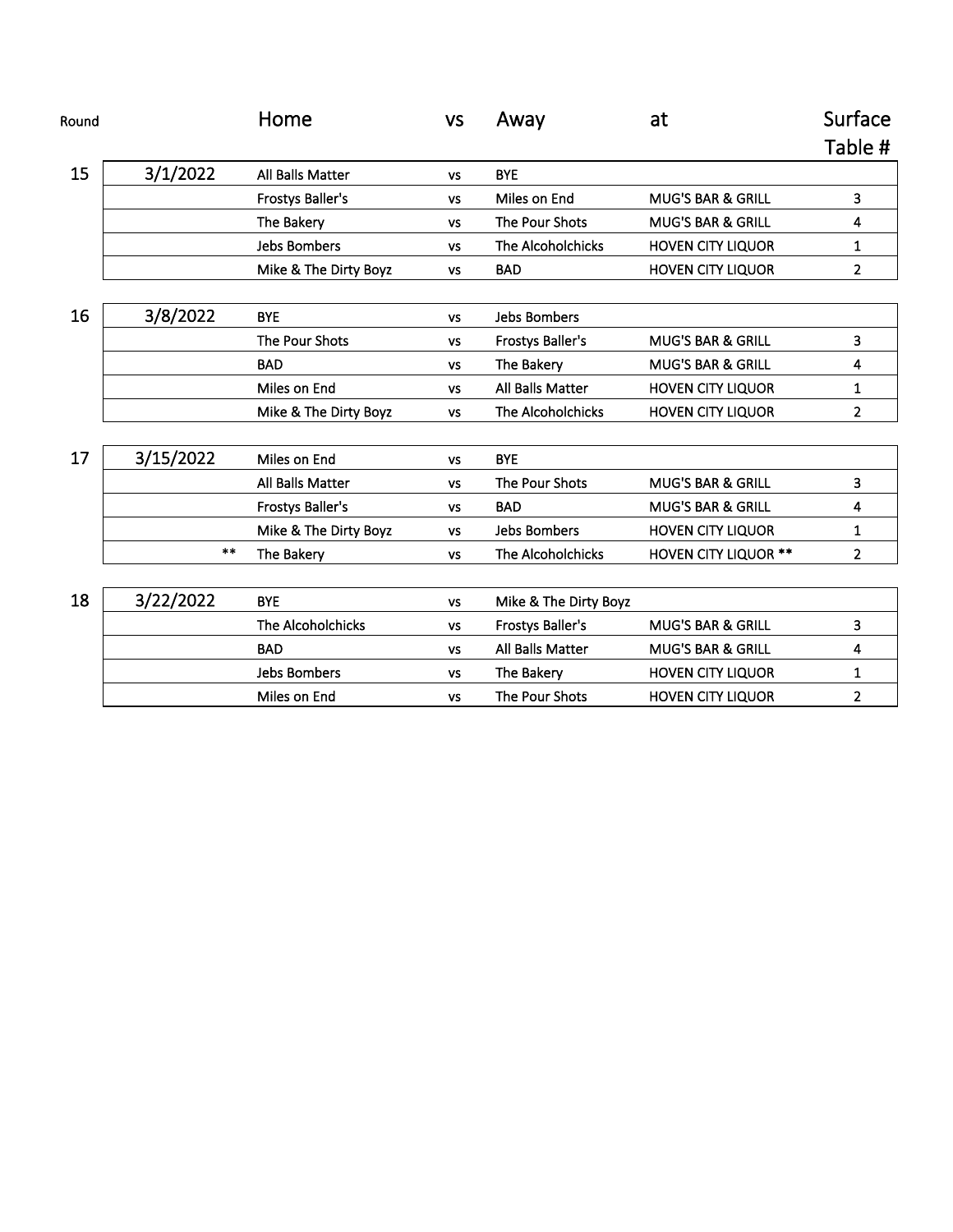| Round | | Home | vs | Away | at | Surface Table # |
|---|---|---|---|---|---|---|
| 15 | 3/1/2022 | All Balls Matter | vs | BYE | | |
| | | Frostys Baller's | vs | Miles on End | MUG'S BAR & GRILL | 3 |
| | | The Bakery | vs | The Pour Shots | MUG'S BAR & GRILL | 4 |
| | | Jebs Bombers | vs | The Alcoholchicks | HOVEN CITY LIQUOR | 1 |
| | | Mike & The Dirty Boyz | vs | BAD | HOVEN CITY LIQUOR | 2 |
| 16 | 3/8/2022 | BYE | vs | Jebs Bombers | | |
| | | The Pour Shots | vs | Frostys Baller's | MUG'S BAR & GRILL | 3 |
| | | BAD | vs | The Bakery | MUG'S BAR & GRILL | 4 |
| | | Miles on End | vs | All Balls Matter | HOVEN CITY LIQUOR | 1 |
| | | Mike & The Dirty Boyz | vs | The Alcoholchicks | HOVEN CITY LIQUOR | 2 |
| 17 | 3/15/2022 | Miles on End | vs | BYE | | |
| | | All Balls Matter | vs | The Pour Shots | MUG'S BAR & GRILL | 3 |
| | | Frostys Baller's | vs | BAD | MUG'S BAR & GRILL | 4 |
| | | Mike & The Dirty Boyz | vs | Jebs Bombers | HOVEN CITY LIQUOR | 1 |
| | ** | The Bakery | vs | The Alcoholchicks | HOVEN CITY LIQUOR ** | 2 |
| 18 | 3/22/2022 | BYE | vs | Mike & The Dirty Boyz | | |
| | | The Alcoholchicks | vs | Frostys Baller's | MUG'S BAR & GRILL | 3 |
| | | BAD | vs | All Balls Matter | MUG'S BAR & GRILL | 4 |
| | | Jebs Bombers | vs | The Bakery | HOVEN CITY LIQUOR | 1 |
| | | Miles on End | vs | The Pour Shots | HOVEN CITY LIQUOR | 2 |